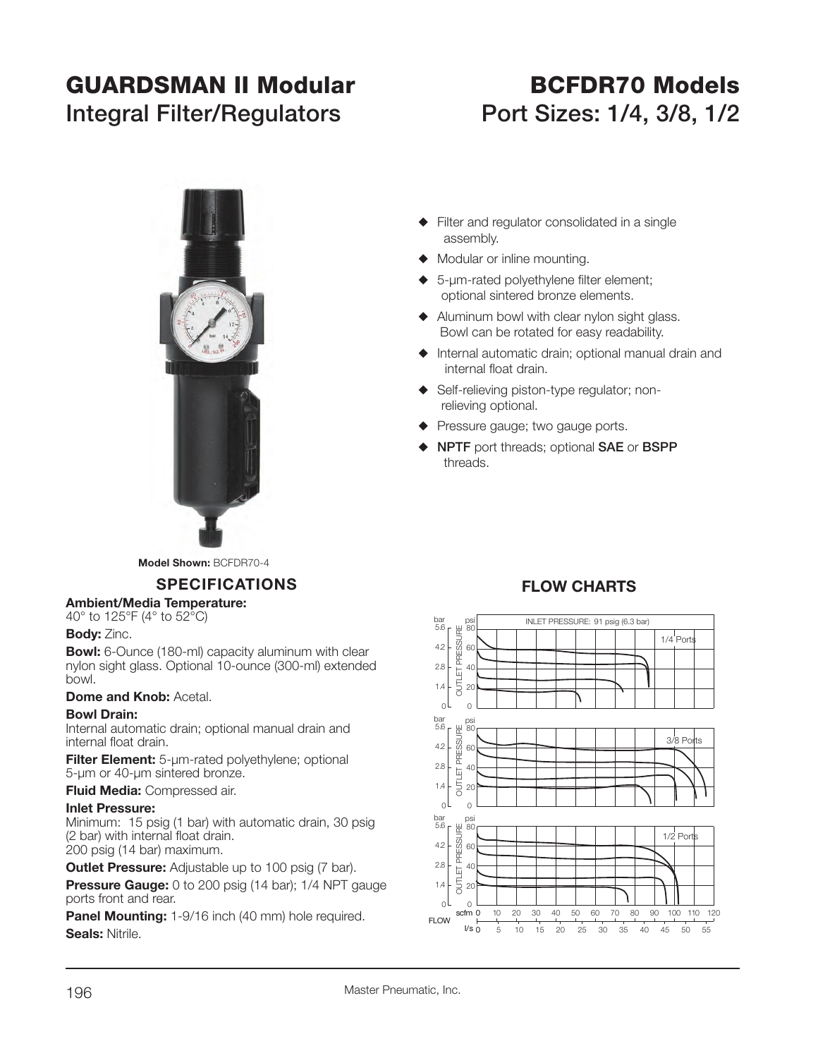# GUARDSMAN II Modular
Integral Filter/Regulators

# BCFDR70 Models
Port Sizes: 1/4, 3/8, 1/2

**Model Shown:** BCFDR70-4

- Filter and regulator consolidated in a single assembly.
- Modular or inline mounting.
- 5-µm-rated polyethylene filter element; optional sintered bronze elements.
- Aluminum bowl with clear nylon sight glass. Bowl can be rotated for easy readability.
- Internal automatic drain; optional manual drain and internal float drain.
- Self-relieving piston-type regulator; non-relieving optional.
- Pressure gauge; two gauge ports.
- **NPTF** port threads; optional **SAE** or **BSPP** threads.

## SPECIFICATIONS

**Ambient/Media Temperature:**
40° to 125°F (4° to 52°C)

**Body:** Zinc.

**Bowl:** 6-Ounce (180-ml) capacity aluminum with clear nylon sight glass. Optional 10-ounce (300-ml) extended bowl.

**Dome and Knob:** Acetal.

**Bowl Drain:**
Internal automatic drain; optional manual drain and internal float drain.

**Filter Element:** 5-µm-rated polyethylene; optional 5-µm or 40-µm sintered bronze.

**Fluid Media:** Compressed air.

**Inlet Pressure:**
Minimum: 15 psig (1 bar) with automatic drain, 30 psig (2 bar) with internal float drain.
200 psig (14 bar) maximum.

**Outlet Pressure:** Adjustable up to 100 psig (7 bar).

**Pressure Gauge:** 0 to 200 psig (14 bar); 1/4 NPT gauge ports front and rear.

**Panel Mounting:** 1-9/16 inch (40 mm) hole required.

**Seals:** Nitrile.

## FLOW CHARTS

INLET PRESSURE: 91 psig (6.3 bar)

OUTLET PRESSURE

bar: 0, 1.4, 2.8, 4.2, 5.6

psi: 0, 20, 40, 60, 80

1/4 Ports

3/8 Ports

1/2 Ports

FLOW

scfm: 0, 10, 20, 30, 40, 50, 60, 70, 80, 90, 100, 110, 120

l/s: 0, 5, 10, 15, 20, 25, 30, 35, 40, 45, 50, 55

Master Pneumatic, Inc.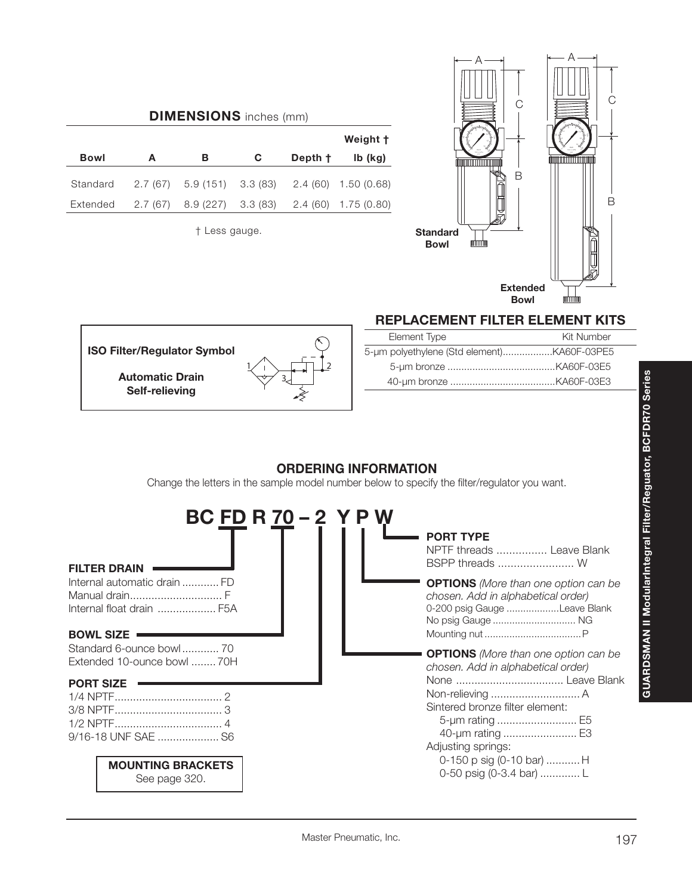## DIMENSIONS inches (mm)

| Bowl | A | B | C | Depth † | Weight † lb (kg) |
|---|---|---|---|---|---|
| Standard | 2.7 (67) | 5.9 (151) | 3.3 (83) | 2.4 (60) | 1.50 (0.68) |
| Extended | 2.7 (67) | 8.9 (227) | 3.3 (83) | 2.4 (60) | 1.75 (0.80) |

† Less gauge.

A
C
B
A
C
B
**Standard Bowl**
**Extended Bowl**

**ISO Filter/Regulator Symbol**

**Automatic Drain Self-relieving**

1
2
3

## REPLACEMENT FILTER ELEMENT KITS

| Element Type | Kit Number |
|---|---|
| 5-µm polyethylene (Std element) | KA60F-03PE5 |
| 5-µm bronze | KA60F-03E5 |
| 40-µm bronze | KA60F-03E3 |

## ORDERING INFORMATION

Change the letters in the sample model number below to specify the filter/regulator you want.

**BC FD R 70 – 2 Y P W**

**FILTER DRAIN**
- Internal automatic drain ............ FD
- Manual drain.............................. F
- Internal float drain ................... F5A

**BOWL SIZE**
- Standard 6-ounce bowl ............ 70
- Extended 10-ounce bowl ........ 70H

**PORT SIZE**
- 1/4 NPTF................................... 2
- 3/8 NPTF................................... 3
- 1/2 NPTF................................... 4
- 9/16-18 UNF SAE .................... S6

**MOUNTING BRACKETS**
See page 320.

**PORT TYPE**
- NPTF threads ................ Leave Blank
- BSPP threads ........................ W

**OPTIONS** *(More than one option can be chosen. Add in alphabetical order)*
- 0-200 psig Gauge ...................Leave Blank
- No psig Gauge .............................. NG
- Mounting nut ...................................P

**OPTIONS** *(More than one option can be chosen. Add in alphabetical order)*
- None ................................... Leave Blank
- Non-relieving ............................. A
- Sintered bronze filter element:
  - 5-µm rating .......................... E5
  - 40-µm rating ........................ E3
- Adjusting springs:
  - 0-150 p sig (0-10 bar) ........... H
  - 0-50 psig (0-3.4 bar) ............. L